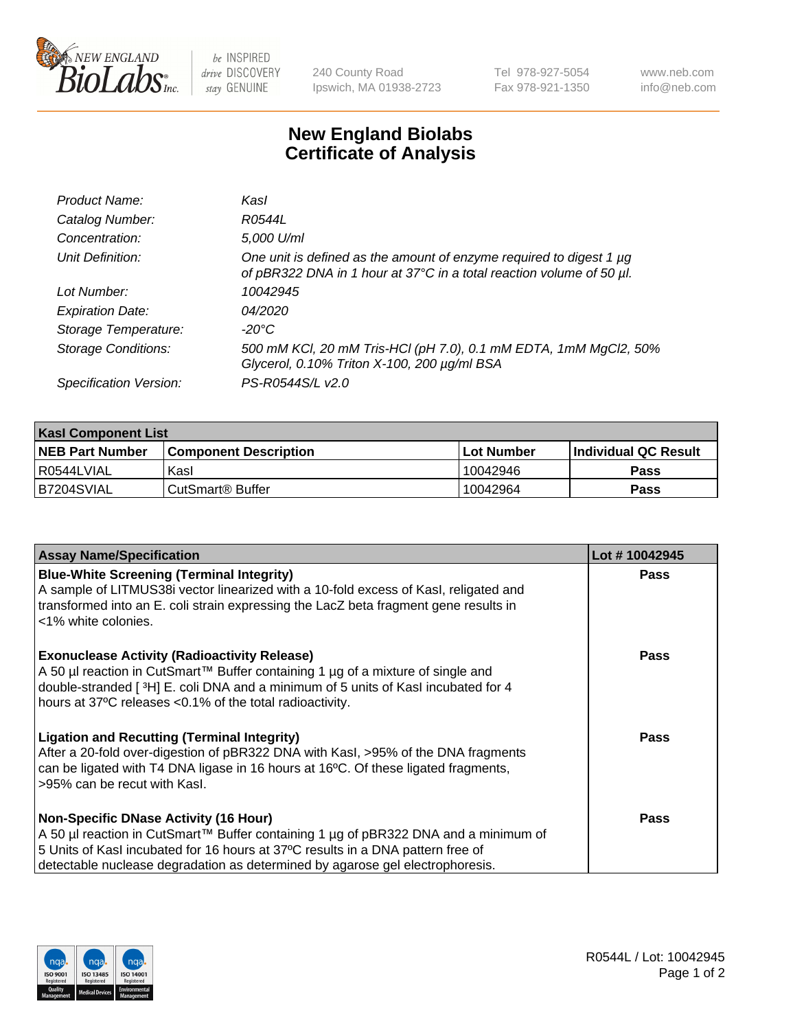# New England Biolabs Certificate of Analysis

| | |
|---|---|
| *Product Name:* | *KasI* |
| *Catalog Number:* | *R0544L* |
| *Concentration:* | *5,000 U/ml* |
| *Unit Definition:* | *One unit is defined as the amount of enzyme required to digest 1 µg of pBR322 DNA in 1 hour at 37°C in a total reaction volume of 50 µl.* |
| *Lot Number:* | *10042945* |
| *Expiration Date:* | *04/2020* |
| *Storage Temperature:* | *-20°C* |
| *Storage Conditions:* | *500 mM KCl, 20 mM Tris-HCl (pH 7.0), 0.1 mM EDTA, 1mM MgCl2, 50% Glycerol, 0.10% Triton X-100, 200 µg/ml BSA* |
| *Specification Version:* | *PS-R0544S/L v2.0* |

| KasI Component List | | | |
|---|---|---|---|
| **NEB Part Number** | **Component Description** | **Lot Number** | **Individual QC Result** |
| R0544LVIAL | KasI | 10042946 | **Pass** |
| B7204SVIAL | CutSmart® Buffer | 10042964 | **Pass** |

| Assay Name/Specification | Lot # 10042945 |
|---|---|
| **Blue-White Screening (Terminal Integrity)**<br>A sample of LITMUS38i vector linearized with a 10-fold excess of KasI, religated and transformed into an E. coli strain expressing the LacZ beta fragment gene results in <1% white colonies. | **Pass** |
| **Exonuclease Activity (Radioactivity Release)**<br>A 50 µl reaction in CutSmart™ Buffer containing 1 µg of a mixture of single and double-stranded [ $^{3}$H] E. coli DNA and a minimum of 5 units of KasI incubated for 4 hours at 37ºC releases <0.1% of the total radioactivity. | **Pass** |
| **Ligation and Recutting (Terminal Integrity)**<br>After a 20-fold over-digestion of pBR322 DNA with KasI, >95% of the DNA fragments can be ligated with T4 DNA ligase in 16 hours at 16ºC. Of these ligated fragments, >95% can be recut with KasI. | **Pass** |
| **Non-Specific DNase Activity (16 Hour)**<br>A 50 µl reaction in CutSmart™ Buffer containing 1 µg of pBR322 DNA and a minimum of 5 Units of KasI incubated for 16 hours at 37ºC results in a DNA pattern free of detectable nuclease degradation as determined by agarose gel electrophoresis. | **Pass** |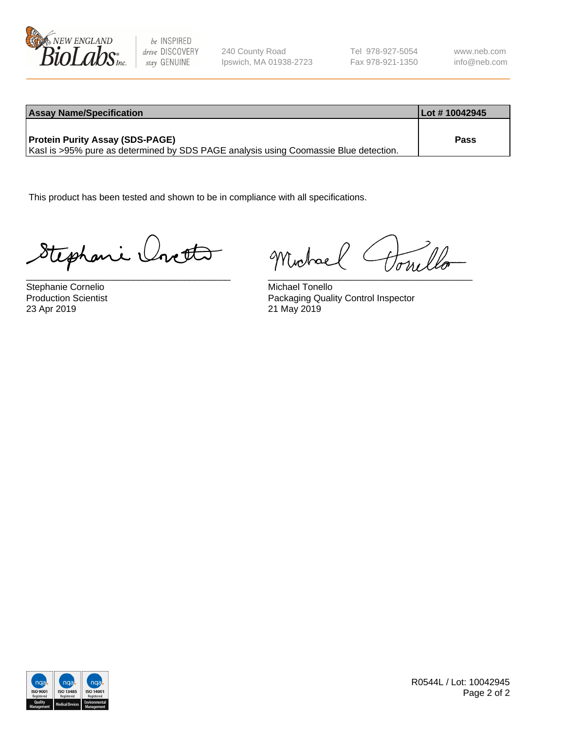240 County Road
Ipswich, MA 01938-2723

Tel 978-927-5054
Fax 978-921-1350

www.neb.com
info@neb.com

| Assay Name/Specification | Lot # 10042945 |
| --- | --- |
| **Protein Purity Assay (SDS-PAGE)**<br>KasI is >95% pure as determined by SDS PAGE analysis using Coomassie Blue detection. | **Pass** |

This product has been tested and shown to be in compliance with all specifications.

Stephanie Cornelio
Production Scientist
23 Apr 2019

Michael Tonello
Packaging Quality Control Inspector
21 May 2019

R0544L / Lot: 10042945